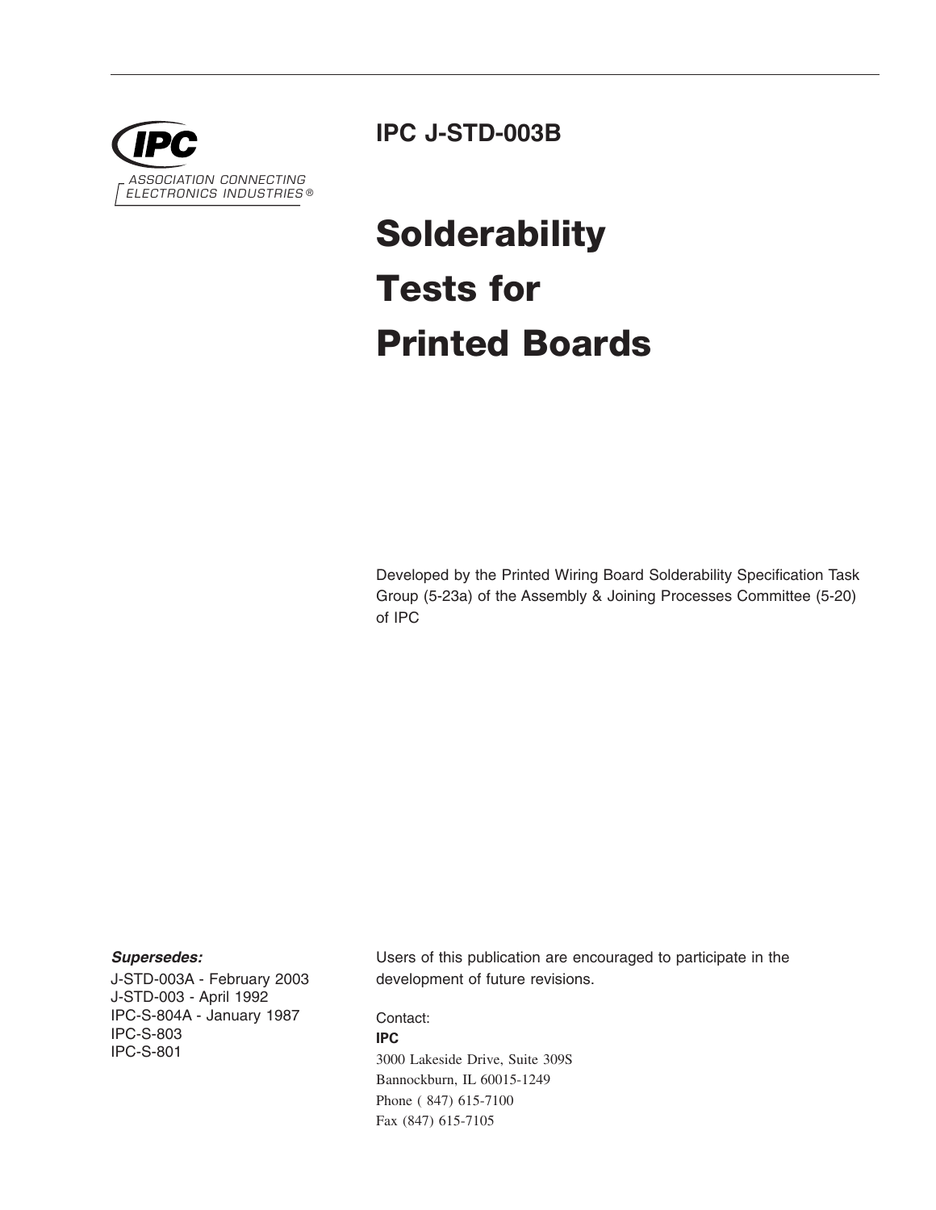IPC

ASSOCIATION CONNECTING ELECTRONICS INDUSTRIES ®

# IPC J-STD-003B

# Solderability Tests for Printed Boards

Developed by the Printed Wiring Board Solderability Specification Task Group (5-23a) of the Assembly & Joining Processes Committee (5-20) of IPC

***Supersedes:***

J-STD-003A - February 2003
J-STD-003 - April 1992
IPC-S-804A - January 1987
IPC-S-803
IPC-S-801

Users of this publication are encouraged to participate in the development of future revisions.

Contact:

**IPC**
3000 Lakeside Drive, Suite 309S
Bannockburn, IL 60015-1249
Phone ( 847) 615-7100
Fax (847) 615-7105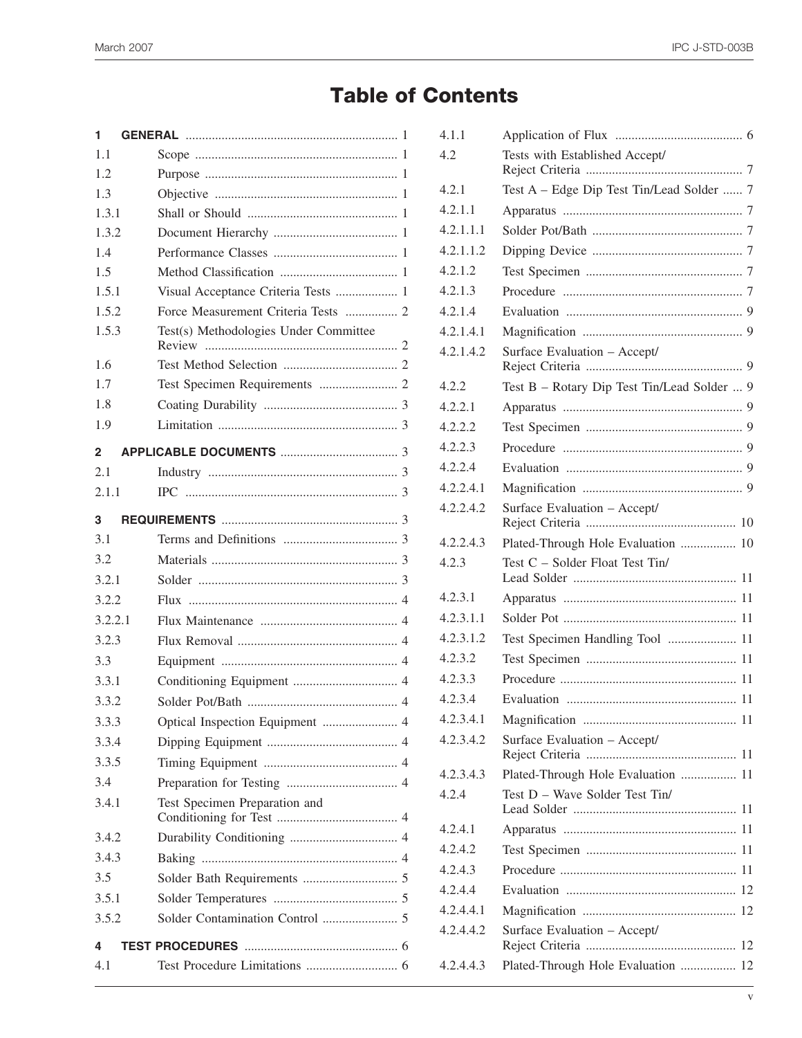# Table of Contents

| | | |
|---|---|---|
| **1** | **GENERAL** | 1 |
| 1.1 | Scope | 1 |
| 1.2 | Purpose | 1 |
| 1.3 | Objective | 1 |
| 1.3.1 | Shall or Should | 1 |
| 1.3.2 | Document Hierarchy | 1 |
| 1.4 | Performance Classes | 1 |
| 1.5 | Method Classification | 1 |
| 1.5.1 | Visual Acceptance Criteria Tests | 1 |
| 1.5.2 | Force Measurement Criteria Tests | 2 |
| 1.5.3 | Test(s) Methodologies Under Committee Review | 2 |
| 1.6 | Test Method Selection | 2 |
| 1.7 | Test Specimen Requirements | 2 |
| 1.8 | Coating Durability | 3 |
| 1.9 | Limitation | 3 |
| **2** | **APPLICABLE DOCUMENTS** | 3 |
| 2.1 | Industry | 3 |
| 2.1.1 | IPC | 3 |
| **3** | **REQUIREMENTS** | 3 |
| 3.1 | Terms and Definitions | 3 |
| 3.2 | Materials | 3 |
| 3.2.1 | Solder | 3 |
| 3.2.2 | Flux | 4 |
| 3.2.2.1 | Flux Maintenance | 4 |
| 3.2.3 | Flux Removal | 4 |
| 3.3 | Equipment | 4 |
| 3.3.1 | Conditioning Equipment | 4 |
| 3.3.2 | Solder Pot/Bath | 4 |
| 3.3.3 | Optical Inspection Equipment | 4 |
| 3.3.4 | Dipping Equipment | 4 |
| 3.3.5 | Timing Equipment | 4 |
| 3.4 | Preparation for Testing | 4 |
| 3.4.1 | Test Specimen Preparation and Conditioning for Test | 4 |
| 3.4.2 | Durability Conditioning | 4 |
| 3.4.3 | Baking | 4 |
| 3.5 | Solder Bath Requirements | 5 |
| 3.5.1 | Solder Temperatures | 5 |
| 3.5.2 | Solder Contamination Control | 5 |
| **4** | **TEST PROCEDURES** | 6 |
| 4.1 | Test Procedure Limitations | 6 |
| 4.1.1 | Application of Flux | 6 |
| 4.2 | Tests with Established Accept/Reject Criteria | 7 |
| 4.2.1 | Test A – Edge Dip Test Tin/Lead Solder | 7 |
| 4.2.1.1 | Apparatus | 7 |
| 4.2.1.1.1 | Solder Pot/Bath | 7 |
| 4.2.1.1.2 | Dipping Device | 7 |
| 4.2.1.2 | Test Specimen | 7 |
| 4.2.1.3 | Procedure | 7 |
| 4.2.1.4 | Evaluation | 9 |
| 4.2.1.4.1 | Magnification | 9 |
| 4.2.1.4.2 | Surface Evaluation – Accept/Reject Criteria | 9 |
| 4.2.2 | Test B – Rotary Dip Test Tin/Lead Solder | 9 |
| 4.2.2.1 | Apparatus | 9 |
| 4.2.2.2 | Test Specimen | 9 |
| 4.2.2.3 | Procedure | 9 |
| 4.2.2.4 | Evaluation | 9 |
| 4.2.2.4.1 | Magnification | 9 |
| 4.2.2.4.2 | Surface Evaluation – Accept/Reject Criteria | 10 |
| 4.2.2.4.3 | Plated-Through Hole Evaluation | 10 |
| 4.2.3 | Test C – Solder Float Test Tin/Lead Solder | 11 |
| 4.2.3.1 | Apparatus | 11 |
| 4.2.3.1.1 | Solder Pot | 11 |
| 4.2.3.1.2 | Test Specimen Handling Tool | 11 |
| 4.2.3.2 | Test Specimen | 11 |
| 4.2.3.3 | Procedure | 11 |
| 4.2.3.4 | Evaluation | 11 |
| 4.2.3.4.1 | Magnification | 11 |
| 4.2.3.4.2 | Surface Evaluation – Accept/Reject Criteria | 11 |
| 4.2.3.4.3 | Plated-Through Hole Evaluation | 11 |
| 4.2.4 | Test D – Wave Solder Test Tin/Lead Solder | 11 |
| 4.2.4.1 | Apparatus | 11 |
| 4.2.4.2 | Test Specimen | 11 |
| 4.2.4.3 | Procedure | 11 |
| 4.2.4.4 | Evaluation | 12 |
| 4.2.4.4.1 | Magnification | 12 |
| 4.2.4.4.2 | Surface Evaluation – Accept/Reject Criteria | 12 |
| 4.2.4.4.3 | Plated-Through Hole Evaluation | 12 |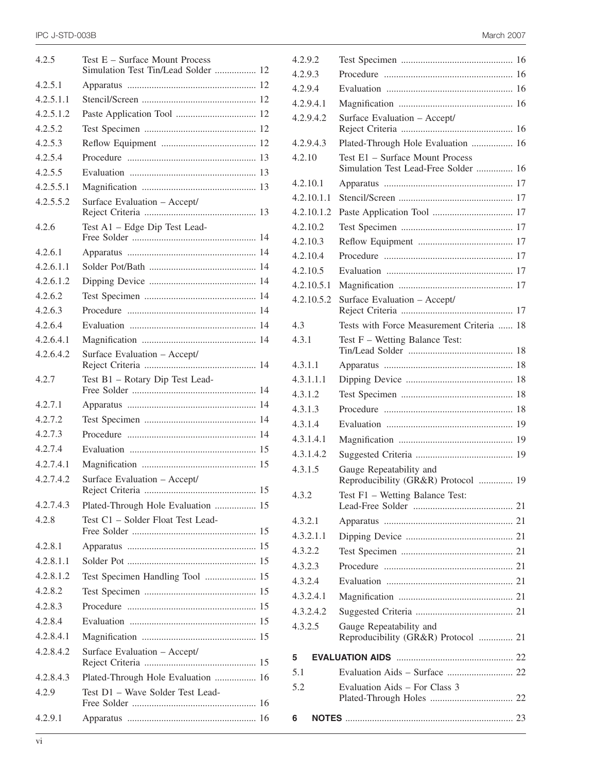| | | |
|---|---|---|
| 4.2.5 | Test E – Surface Mount Process Simulation Test Tin/Lead Solder | 12 |
| 4.2.5.1 | Apparatus | 12 |
| 4.2.5.1.1 | Stencil/Screen | 12 |
| 4.2.5.1.2 | Paste Application Tool | 12 |
| 4.2.5.2 | Test Specimen | 12 |
| 4.2.5.3 | Reflow Equipment | 12 |
| 4.2.5.4 | Procedure | 13 |
| 4.2.5.5 | Evaluation | 13 |
| 4.2.5.5.1 | Magnification | 13 |
| 4.2.5.5.2 | Surface Evaluation – Accept/ Reject Criteria | 13 |
| 4.2.6 | Test A1 – Edge Dip Test Lead-Free Solder | 14 |
| 4.2.6.1 | Apparatus | 14 |
| 4.2.6.1.1 | Solder Pot/Bath | 14 |
| 4.2.6.1.2 | Dipping Device | 14 |
| 4.2.6.2 | Test Specimen | 14 |
| 4.2.6.3 | Procedure | 14 |
| 4.2.6.4 | Evaluation | 14 |
| 4.2.6.4.1 | Magnification | 14 |
| 4.2.6.4.2 | Surface Evaluation – Accept/ Reject Criteria | 14 |
| 4.2.7 | Test B1 – Rotary Dip Test Lead-Free Solder | 14 |
| 4.2.7.1 | Apparatus | 14 |
| 4.2.7.2 | Test Specimen | 14 |
| 4.2.7.3 | Procedure | 14 |
| 4.2.7.4 | Evaluation | 15 |
| 4.2.7.4.1 | Magnification | 15 |
| 4.2.7.4.2 | Surface Evaluation – Accept/ Reject Criteria | 15 |
| 4.2.7.4.3 | Plated-Through Hole Evaluation | 15 |
| 4.2.8 | Test C1 – Solder Float Test Lead-Free Solder | 15 |
| 4.2.8.1 | Apparatus | 15 |
| 4.2.8.1.1 | Solder Pot | 15 |
| 4.2.8.1.2 | Test Specimen Handling Tool | 15 |
| 4.2.8.2 | Test Specimen | 15 |
| 4.2.8.3 | Procedure | 15 |
| 4.2.8.4 | Evaluation | 15 |
| 4.2.8.4.1 | Magnification | 15 |
| 4.2.8.4.2 | Surface Evaluation – Accept/ Reject Criteria | 15 |
| 4.2.8.4.3 | Plated-Through Hole Evaluation | 16 |
| 4.2.9 | Test D1 – Wave Solder Test Lead-Free Solder | 16 |
| 4.2.9.1 | Apparatus | 16 |
| 4.2.9.2 | Test Specimen | 16 |
| 4.2.9.3 | Procedure | 16 |
| 4.2.9.4 | Evaluation | 16 |
| 4.2.9.4.1 | Magnification | 16 |
| 4.2.9.4.2 | Surface Evaluation – Accept/ Reject Criteria | 16 |
| 4.2.9.4.3 | Plated-Through Hole Evaluation | 16 |
| 4.2.10 | Test E1 – Surface Mount Process Simulation Test Lead-Free Solder | 16 |
| 4.2.10.1 | Apparatus | 17 |
| 4.2.10.1.1 | Stencil/Screen | 17 |
| 4.2.10.1.2 | Paste Application Tool | 17 |
| 4.2.10.2 | Test Specimen | 17 |
| 4.2.10.3 | Reflow Equipment | 17 |
| 4.2.10.4 | Procedure | 17 |
| 4.2.10.5 | Evaluation | 17 |
| 4.2.10.5.1 | Magnification | 17 |
| 4.2.10.5.2 | Surface Evaluation – Accept/ Reject Criteria | 17 |
| 4.3 | Tests with Force Measurement Criteria | 18 |
| 4.3.1 | Test F – Wetting Balance Test: Tin/Lead Solder | 18 |
| 4.3.1.1 | Apparatus | 18 |
| 4.3.1.1.1 | Dipping Device | 18 |
| 4.3.1.2 | Test Specimen | 18 |
| 4.3.1.3 | Procedure | 18 |
| 4.3.1.4 | Evaluation | 19 |
| 4.3.1.4.1 | Magnification | 19 |
| 4.3.1.4.2 | Suggested Criteria | 19 |
| 4.3.1.5 | Gauge Repeatability and Reproducibility (GR&R) Protocol | 19 |
| 4.3.2 | Test F1 – Wetting Balance Test: Lead-Free Solder | 21 |
| 4.3.2.1 | Apparatus | 21 |
| 4.3.2.1.1 | Dipping Device | 21 |
| 4.3.2.2 | Test Specimen | 21 |
| 4.3.2.3 | Procedure | 21 |
| 4.3.2.4 | Evaluation | 21 |
| 4.3.2.4.1 | Magnification | 21 |
| 4.3.2.4.2 | Suggested Criteria | 21 |
| 4.3.2.5 | Gauge Repeatability and Reproducibility (GR&R) Protocol | 21 |
| **5** | **EVALUATION AIDS** | 22 |
| 5.1 | Evaluation Aids – Surface | 22 |
| 5.2 | Evaluation Aids – For Class 3 Plated-Through Holes | 22 |
| **6** | **NOTES** | 23 |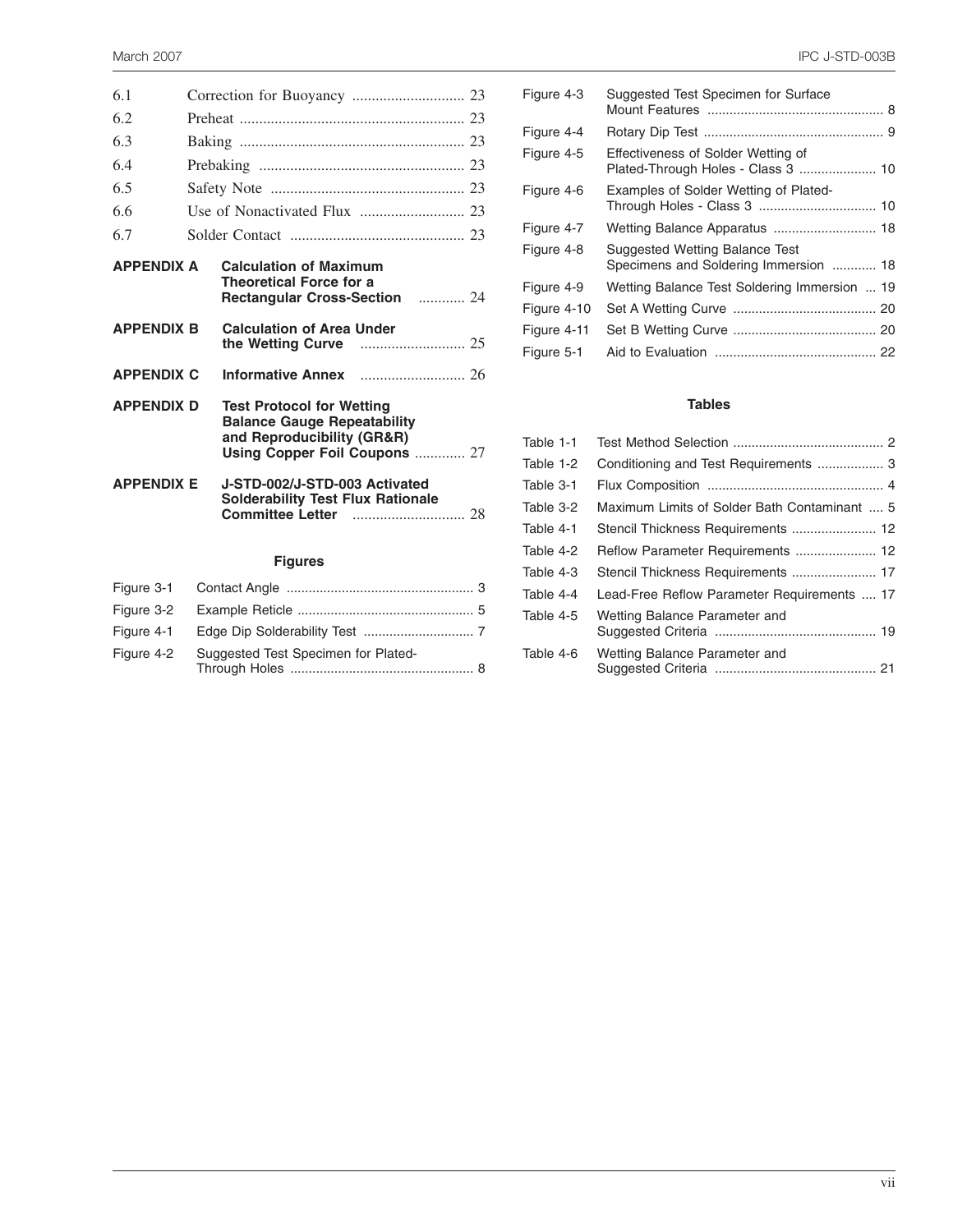6.1 Correction for Buoyancy ............................. 23

6.2 Preheat .......................................................... 23

6.3 Baking .......................................................... 23

6.4 Prebaking ..................................................... 23

6.5 Safety Note .................................................. 23

6.6 Use of Nonactivated Flux ........................... 23

6.7 Solder Contact ............................................. 23

**APPENDIX A Calculation of Maximum Theoretical Force for a Rectangular Cross-Section** ............ 24

**APPENDIX B Calculation of Area Under the Wetting Curve** ........................... 25

**APPENDIX C Informative Annex** ........................... 26

**APPENDIX D Test Protocol for Wetting Balance Gauge Repeatability and Reproducibility (GR&R) Using Copper Foil Coupons** ............. 27

**APPENDIX E J-STD-002/J-STD-003 Activated Solderability Test Flux Rationale Committee Letter** ............................. 28

**Figures**

Figure 3-1 Contact Angle .................................................. 3

Figure 3-2 Example Reticle ................................................ 5

Figure 4-1 Edge Dip Solderability Test .............................. 7

Figure 4-2 Suggested Test Specimen for Plated-Through Holes ................................................. 8

Figure 4-3 Suggested Test Specimen for Surface Mount Features ................................................ 8

Figure 4-4 Rotary Dip Test ................................................. 9

Figure 4-5 Effectiveness of Solder Wetting of Plated-Through Holes - Class 3 ..................... 10

Figure 4-6 Examples of Solder Wetting of Plated-Through Holes - Class 3 ................................ 10

Figure 4-7 Wetting Balance Apparatus ............................ 18

Figure 4-8 Suggested Wetting Balance Test Specimens and Soldering Immersion ............ 18

Figure 4-9 Wetting Balance Test Soldering Immersion ... 19

Figure 4-10 Set A Wetting Curve ....................................... 20

Figure 4-11 Set B Wetting Curve ....................................... 20

Figure 5-1 Aid to Evaluation ............................................ 22

**Tables**

Table 1-1 Test Method Selection ......................................... 2

Table 1-2 Conditioning and Test Requirements .................. 3

Table 3-1 Flux Composition ................................................ 4

Table 3-2 Maximum Limits of Solder Bath Contaminant .... 5

Table 4-1 Stencil Thickness Requirements ....................... 12

Table 4-2 Reflow Parameter Requirements ...................... 12

Table 4-3 Stencil Thickness Requirements ....................... 17

Table 4-4 Lead-Free Reflow Parameter Requirements .... 17

Table 4-5 Wetting Balance Parameter and Suggested Criteria ............................................ 19

Table 4-6 Wetting Balance Parameter and Suggested Criteria ............................................ 21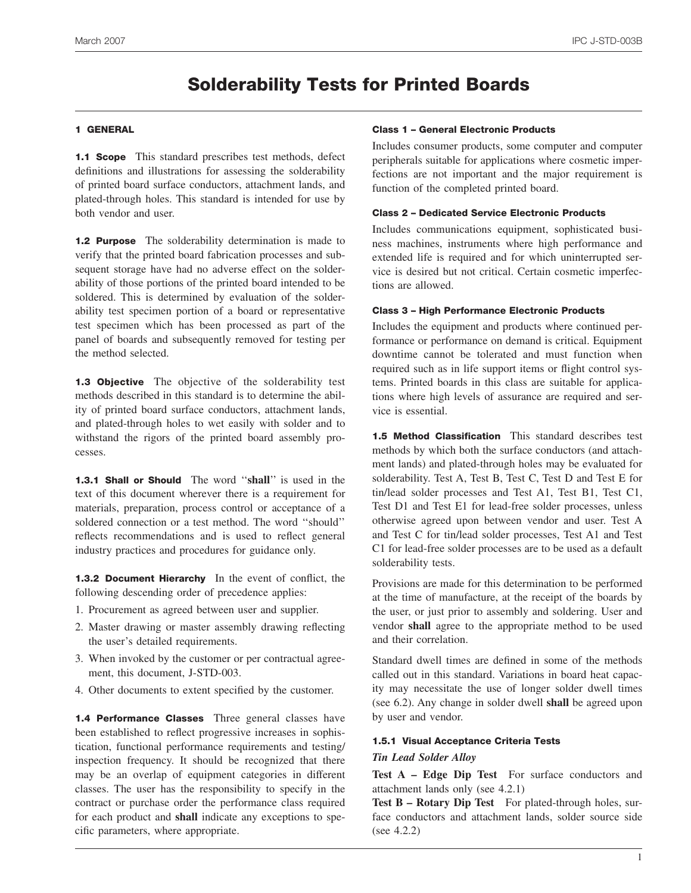# Solderability Tests for Printed Boards

## 1 GENERAL

**1.1 Scope** This standard prescribes test methods, defect definitions and illustrations for assessing the solderability of printed board surface conductors, attachment lands, and plated-through holes. This standard is intended for use by both vendor and user.

**1.2 Purpose** The solderability determination is made to verify that the printed board fabrication processes and subsequent storage have had no adverse effect on the solderability of those portions of the printed board intended to be soldered. This is determined by evaluation of the solderability test specimen portion of a board or representative test specimen which has been processed as part of the panel of boards and subsequently removed for testing per the method selected.

**1.3 Objective** The objective of the solderability test methods described in this standard is to determine the ability of printed board surface conductors, attachment lands, and plated-through holes to wet easily with solder and to withstand the rigors of the printed board assembly processes.

**1.3.1 Shall or Should** The word ''**shall**'' is used in the text of this document wherever there is a requirement for materials, preparation, process control or acceptance of a soldered connection or a test method. The word ''should'' reflects recommendations and is used to reflect general industry practices and procedures for guidance only.

**1.3.2 Document Hierarchy** In the event of conflict, the following descending order of precedence applies:

1. Procurement as agreed between user and supplier.
2. Master drawing or master assembly drawing reflecting the user's detailed requirements.
3. When invoked by the customer or per contractual agreement, this document, J-STD-003.
4. Other documents to extent specified by the customer.

**1.4 Performance Classes** Three general classes have been established to reflect progressive increases in sophistication, functional performance requirements and testing/inspection frequency. It should be recognized that there may be an overlap of equipment categories in different classes. The user has the responsibility to specify in the contract or purchase order the performance class required for each product and **shall** indicate any exceptions to specific parameters, where appropriate.

**Class 1 – General Electronic Products**

Includes consumer products, some computer and computer peripherals suitable for applications where cosmetic imperfections are not important and the major requirement is function of the completed printed board.

**Class 2 – Dedicated Service Electronic Products**

Includes communications equipment, sophisticated business machines, instruments where high performance and extended life is required and for which uninterrupted service is desired but not critical. Certain cosmetic imperfections are allowed.

**Class 3 – High Performance Electronic Products**

Includes the equipment and products where continued performance or performance on demand is critical. Equipment downtime cannot be tolerated and must function when required such as in life support items or flight control systems. Printed boards in this class are suitable for applications where high levels of assurance are required and service is essential.

**1.5 Method Classification** This standard describes test methods by which both the surface conductors (and attachment lands) and plated-through holes may be evaluated for solderability. Test A, Test B, Test C, Test D and Test E for tin/lead solder processes and Test A1, Test B1, Test C1, Test D1 and Test E1 for lead-free solder processes, unless otherwise agreed upon between vendor and user. Test A and Test C for tin/lead solder processes, Test A1 and Test C1 for lead-free solder processes are to be used as a default solderability tests.

Provisions are made for this determination to be performed at the time of manufacture, at the receipt of the boards by the user, or just prior to assembly and soldering. User and vendor **shall** agree to the appropriate method to be used and their correlation.

Standard dwell times are defined in some of the methods called out in this standard. Variations in board heat capacity may necessitate the use of longer solder dwell times (see 6.2). Any change in solder dwell **shall** be agreed upon by user and vendor.

**1.5.1 Visual Acceptance Criteria Tests**

***Tin Lead Solder Alloy***

**Test A – Edge Dip Test** For surface conductors and attachment lands only (see 4.2.1)

**Test B – Rotary Dip Test** For plated-through holes, surface conductors and attachment lands, solder source side (see 4.2.2)